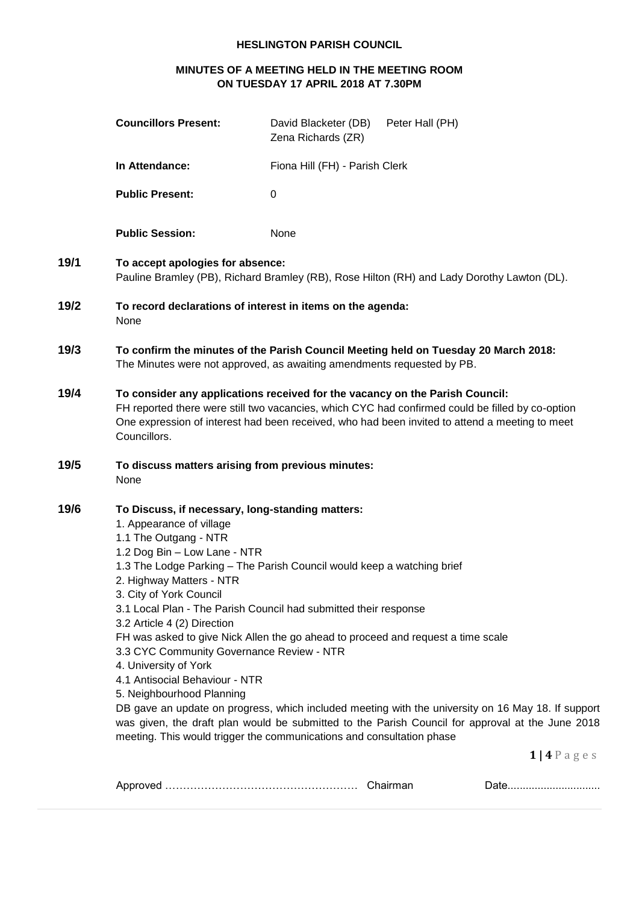# HESLINGTON PARISH COUNCIL

## MINUTES OF A MEETING HELD IN THE MEETING ROOM ON TUESDAY 17 APRIL 2018 AT 7.30PM

**Councillors Present:** David Blacketer (DB) Peter Hall (PH) Zena Richards (ZR)

**In Attendance:** Fiona Hill (FH) - Parish Clerk

**Public Present:** 0

**Public Session:** None

**19/1 To accept apologies for absence:**
Pauline Bramley (PB), Richard Bramley (RB), Rose Hilton (RH) and Lady Dorothy Lawton (DL).

**19/2 To record declarations of interest in items on the agenda:**
None

**19/3 To confirm the minutes of the Parish Council Meeting held on Tuesday 20 March 2018:**
The Minutes were not approved, as awaiting amendments requested by PB.

**19/4 To consider any applications received for the vacancy on the Parish Council:**
FH reported there were still two vacancies, which CYC had confirmed could be filled by co-option One expression of interest had been received, who had been invited to attend a meeting to meet Councillors.

**19/5 To discuss matters arising from previous minutes:**
None

**19/6 To Discuss, if necessary, long-standing matters:**

1. Appearance of village
1.1 The Outgang - NTR
1.2 Dog Bin – Low Lane - NTR
1.3 The Lodge Parking – The Parish Council would keep a watching brief
2. Highway Matters - NTR
3. City of York Council
3.1 Local Plan - The Parish Council had submitted their response
3.2 Article 4 (2) Direction
FH was asked to give Nick Allen the go ahead to proceed and request a time scale
3.3 CYC Community Governance Review - NTR
4. University of York
4.1 Antisocial Behaviour - NTR
5. Neighbourhood Planning
DB gave an update on progress, which included meeting with the university on 16 May 18. If support was given, the draft plan would be submitted to the Parish Council for approval at the June 2018 meeting. This would trigger the communications and consultation phase

Approved ……………………………………………… Chairman Date...............................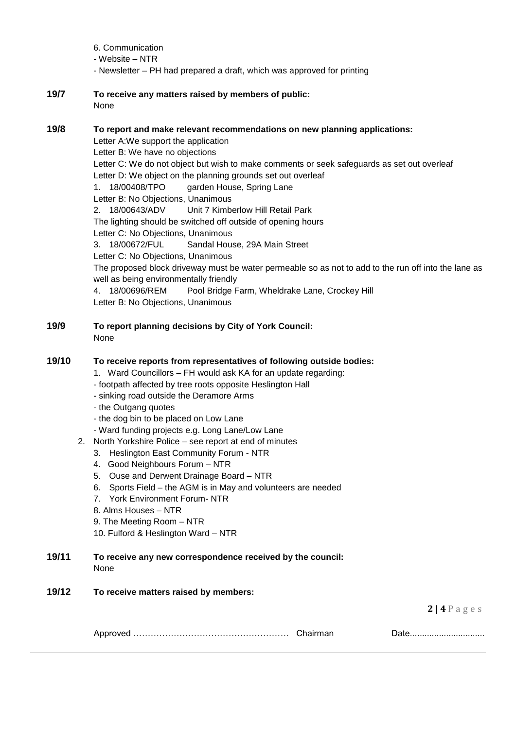6. Communication

- Website – NTR
- Newsletter – PH had prepared a draft, which was approved for printing

**19/7 To receive any matters raised by members of public:**

None

**19/8 To report and make relevant recommendations on new planning applications:**

Letter A:We support the application

Letter B: We have no objections

Letter C: We do not object but wish to make comments or seek safeguards as set out overleaf

Letter D: We object on the planning grounds set out overleaf

1. 18/00408/TPO garden House, Spring Lane

Letter B: No Objections, Unanimous

2. 18/00643/ADV Unit 7 Kimberlow Hill Retail Park

The lighting should be switched off outside of opening hours

Letter C: No Objections, Unanimous

3. 18/00672/FUL Sandal House, 29A Main Street

Letter C: No Objections, Unanimous

The proposed block driveway must be water permeable so as not to add to the run off into the lane as well as being environmentally friendly

4. 18/00696/REM Pool Bridge Farm, Wheldrake Lane, Crockey Hill

Letter B: No Objections, Unanimous

**19/9 To report planning decisions by City of York Council:**

None

**19/10 To receive reports from representatives of following outside bodies:**

1. Ward Councillors – FH would ask KA for an update regarding:
   - footpath affected by tree roots opposite Heslington Hall
   - sinking road outside the Deramore Arms
   - the Outgang quotes
   - the dog bin to be placed on Low Lane
   - Ward funding projects e.g. Long Lane/Low Lane
2. North Yorkshire Police – see report at end of minutes
3. Heslington East Community Forum - NTR
4. Good Neighbours Forum – NTR
5. Ouse and Derwent Drainage Board – NTR
6. Sports Field – the AGM is in May and volunteers are needed
7. York Environment Forum- NTR
8. Alms Houses – NTR
9. The Meeting Room – NTR
10. Fulford & Heslington Ward – NTR

**19/11 To receive any new correspondence received by the council:**

None

**19/12 To receive matters raised by members:**

Approved ……………………………………………… Chairman Date...............................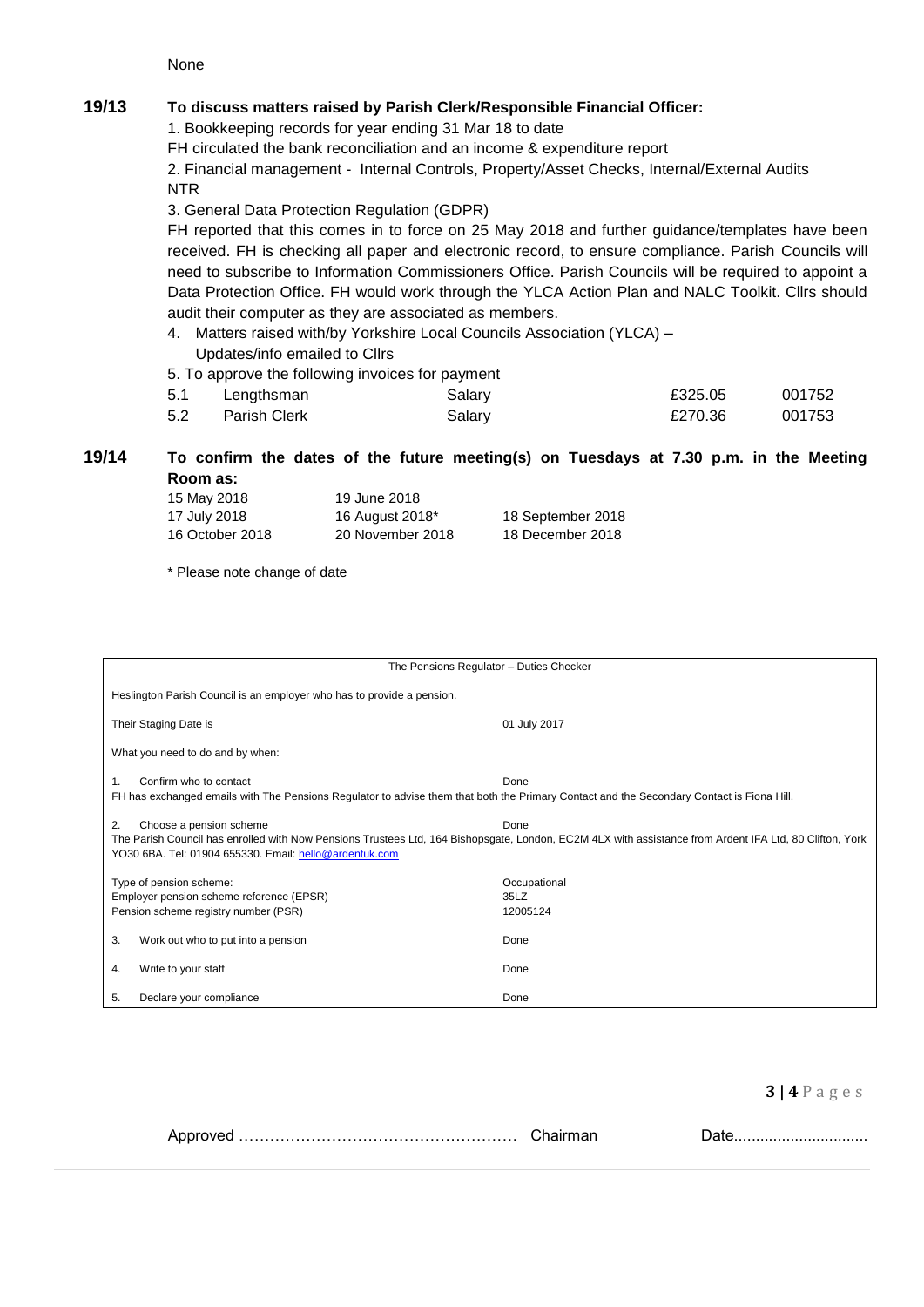None

**19/13 To discuss matters raised by Parish Clerk/Responsible Financial Officer:**

1. Bookkeeping records for year ending 31 Mar 18 to date

FH circulated the bank reconciliation and an income & expenditure report

2. Financial management - Internal Controls, Property/Asset Checks, Internal/External Audits

NTR

3. General Data Protection Regulation (GDPR)

FH reported that this comes in to force on 25 May 2018 and further guidance/templates have been received. FH is checking all paper and electronic record, to ensure compliance. Parish Councils will need to subscribe to Information Commissioners Office. Parish Councils will be required to appoint a Data Protection Office. FH would work through the YLCA Action Plan and NALC Toolkit. Cllrs should audit their computer as they are associated as members.

4. Matters raised with/by Yorkshire Local Councils Association (YLCA) – Updates/info emailed to Cllrs

5. To approve the following invoices for payment

| | | | | |
|---|---|---|---|---|
| 5.1 | Lengthsman | Salary | £325.05 | 001752 |
| 5.2 | Parish Clerk | Salary | £270.36 | 001753 |

**19/14 To confirm the dates of the future meeting(s) on Tuesdays at 7.30 p.m. in the Meeting Room as:**

| | | |
|---|---|---|
| 15 May 2018 | 19 June 2018 | |
| 17 July 2018 | 16 August 2018* | 18 September 2018 |
| 16 October 2018 | 20 November 2018 | 18 December 2018 |

\* Please note change of date

| The Pensions Regulator – Duties Checker | |
|---|---|
| Heslington Parish Council is an employer who has to provide a pension. | |
| Their Staging Date is | 01 July 2017 |
| What you need to do and by when: | |
| 1. Confirm who to contact | Done |
| FH has exchanged emails with The Pensions Regulator to advise them that both the Primary Contact and the Secondary Contact is Fiona Hill. | |
| 2. Choose a pension scheme | Done |
| The Parish Council has enrolled with Now Pensions Trustees Ltd, 164 Bishopsgate, London, EC2M 4LX with assistance from Ardent IFA Ltd, 80 Clifton, York YO30 6BA. Tel: 01904 655330. Email: hello@ardentuk.com | |
| Type of pension scheme: | Occupational |
| Employer pension scheme reference (EPSR) | 35LZ |
| Pension scheme registry number (PSR) | 12005124 |
| 3. Work out who to put into a pension | Done |
| 4. Write to your staff | Done |
| 5. Declare your compliance | Done |

Approved ……………………………………………… Chairman Date...............................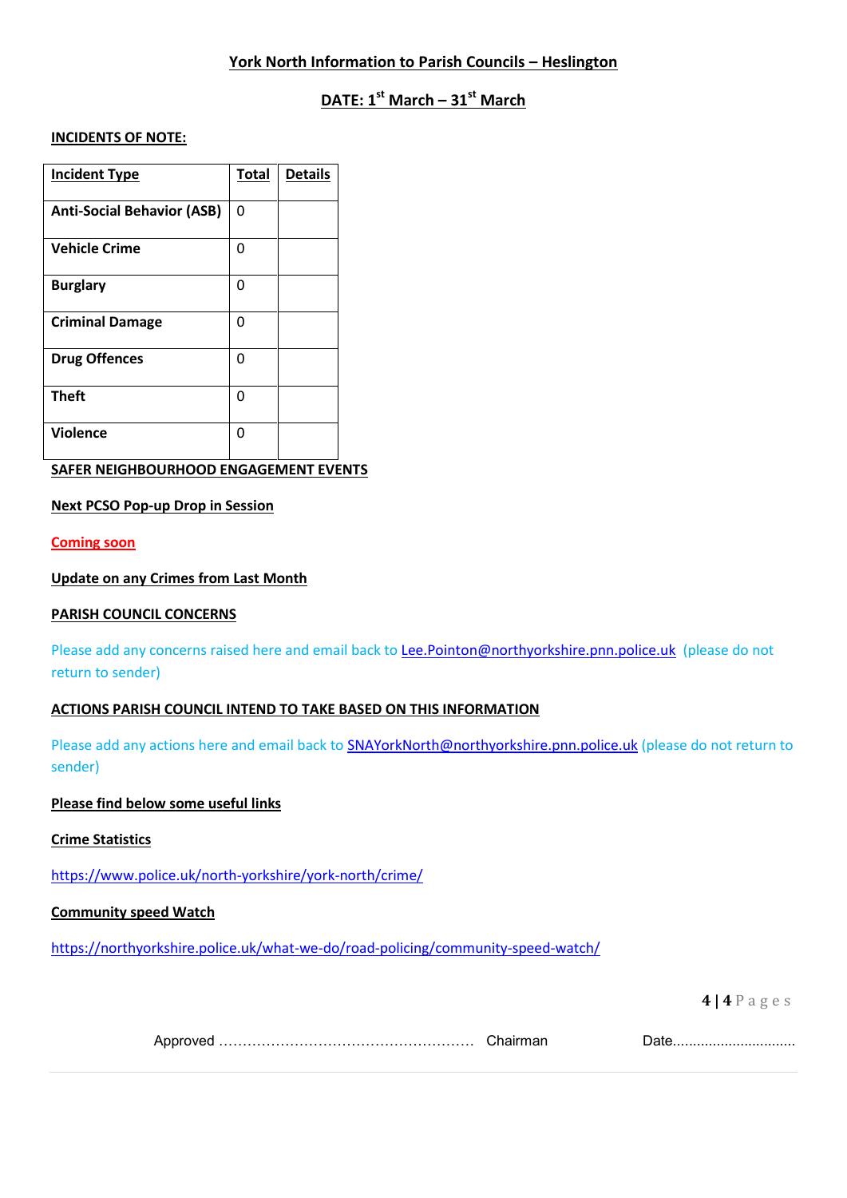**York North Information to Parish Councils – Heslington**

**DATE: 1st March – 31st March**

**INCIDENTS OF NOTE:**

| Incident Type | Total | Details |
|---|---|---|
| **Anti-Social Behavior (ASB)** | 0 | |
| **Vehicle Crime** | 0 | |
| **Burglary** | 0 | |
| **Criminal Damage** | 0 | |
| **Drug Offences** | 0 | |
| **Theft** | 0 | |
| **Violence** | 0 | |

**SAFER NEIGHBOURHOOD ENGAGEMENT EVENTS**

**Next PCSO Pop-up Drop in Session**

**Coming soon**

**Update on any Crimes from Last Month**

**PARISH COUNCIL CONCERNS**

Please add any concerns raised here and email back to Lee.Pointon@northyorkshire.pnn.police.uk (please do not return to sender)

**ACTIONS PARISH COUNCIL INTEND TO TAKE BASED ON THIS INFORMATION**

Please add any actions here and email back to SNAYorkNorth@northyorkshire.pnn.police.uk (please do not return to sender)

**Please find below some useful links**

**Crime Statistics**

https://www.police.uk/north-yorkshire/york-north/crime/

**Community speed Watch**

https://northyorkshire.police.uk/what-we-do/road-policing/community-speed-watch/

Approved ………………………………………………… Chairman Date...............................